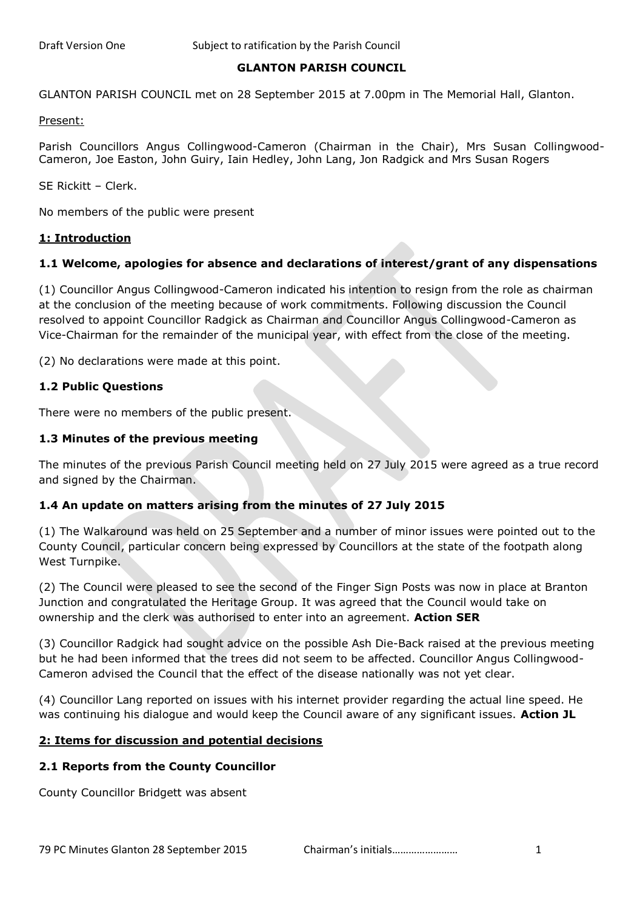Draft Version One Subject to ratification by the Parish Council

# GLANTON PARISH COUNCIL

GLANTON PARISH COUNCIL met on 28 September 2015 at 7.00pm in The Memorial Hall, Glanton.

Present:

Parish Councillors Angus Collingwood-Cameron (Chairman in the Chair), Mrs Susan Collingwood-Cameron, Joe Easton, John Guiry, Iain Hedley, John Lang, Jon Radgick and Mrs Susan Rogers

SE Rickitt – Clerk.

No members of the public were present

## 1: Introduction

### 1.1 Welcome, apologies for absence and declarations of interest/grant of any dispensations

(1) Councillor Angus Collingwood-Cameron indicated his intention to resign from the role as chairman at the conclusion of the meeting because of work commitments. Following discussion the Council resolved to appoint Councillor Radgick as Chairman and Councillor Angus Collingwood-Cameron as Vice-Chairman for the remainder of the municipal year, with effect from the close of the meeting.

(2) No declarations were made at this point.

### 1.2 Public Questions

There were no members of the public present.

### 1.3 Minutes of the previous meeting

The minutes of the previous Parish Council meeting held on 27 July 2015 were agreed as a true record and signed by the Chairman.

### 1.4 An update on matters arising from the minutes of 27 July 2015

(1) The Walkaround was held on 25 September and a number of minor issues were pointed out to the County Council, particular concern being expressed by Councillors at the state of the footpath along West Turnpike.

(2) The Council were pleased to see the second of the Finger Sign Posts was now in place at Branton Junction and congratulated the Heritage Group. It was agreed that the Council would take on ownership and the clerk was authorised to enter into an agreement. **Action SER**

(3) Councillor Radgick had sought advice on the possible Ash Die-Back raised at the previous meeting but he had been informed that the trees did not seem to be affected. Councillor Angus Collingwood-Cameron advised the Council that the effect of the disease nationally was not yet clear.

(4) Councillor Lang reported on issues with his internet provider regarding the actual line speed. He was continuing his dialogue and would keep the Council aware of any significant issues. **Action JL**

## 2: Items for discussion and potential decisions

### 2.1 Reports from the County Councillor

County Councillor Bridgett was absent

79 PC Minutes Glanton 28 September 2015 Chairman's initials……………………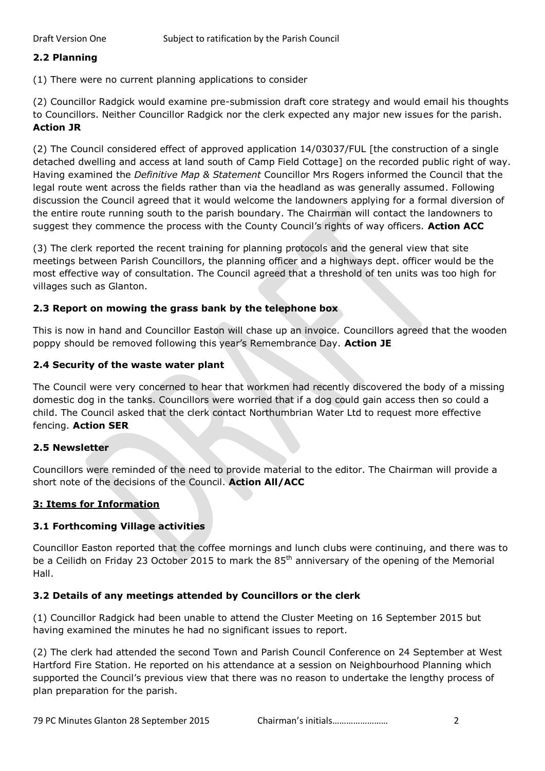### 2.2 Planning

(1) There were no current planning applications to consider

(2) Councillor Radgick would examine pre-submission draft core strategy and would email his thoughts to Councillors. Neither Councillor Radgick nor the clerk expected any major new issues for the parish. **Action JR**

(2) The Council considered effect of approved application 14/03037/FUL [the construction of a single detached dwelling and access at land south of Camp Field Cottage] on the recorded public right of way. Having examined the *Definitive Map & Statement* Councillor Mrs Rogers informed the Council that the legal route went across the fields rather than via the headland as was generally assumed. Following discussion the Council agreed that it would welcome the landowners applying for a formal diversion of the entire route running south to the parish boundary. The Chairman will contact the landowners to suggest they commence the process with the County Council's rights of way officers. **Action ACC**

(3) The clerk reported the recent training for planning protocols and the general view that site meetings between Parish Councillors, the planning officer and a highways dept. officer would be the most effective way of consultation. The Council agreed that a threshold of ten units was too high for villages such as Glanton.

### 2.3 Report on mowing the grass bank by the telephone box

This is now in hand and Councillor Easton will chase up an invoice. Councillors agreed that the wooden poppy should be removed following this year's Remembrance Day. **Action JE**

### 2.4 Security of the waste water plant

The Council were very concerned to hear that workmen had recently discovered the body of a missing domestic dog in the tanks. Councillors were worried that if a dog could gain access then so could a child. The Council asked that the clerk contact Northumbrian Water Ltd to request more effective fencing. **Action SER**

### 2.5 Newsletter

Councillors were reminded of the need to provide material to the editor. The Chairman will provide a short note of the decisions of the Council. **Action All/ACC**

## 3: Items for Information

### 3.1 Forthcoming Village activities

Councillor Easton reported that the coffee mornings and lunch clubs were continuing, and there was to be a Ceilidh on Friday 23 October 2015 to mark the 85th anniversary of the opening of the Memorial Hall.

### 3.2 Details of any meetings attended by Councillors or the clerk

(1) Councillor Radgick had been unable to attend the Cluster Meeting on 16 September 2015 but having examined the minutes he had no significant issues to report.

(2) The clerk had attended the second Town and Parish Council Conference on 24 September at West Hartford Fire Station. He reported on his attendance at a session on Neighbourhood Planning which supported the Council's previous view that there was no reason to undertake the lengthy process of plan preparation for the parish.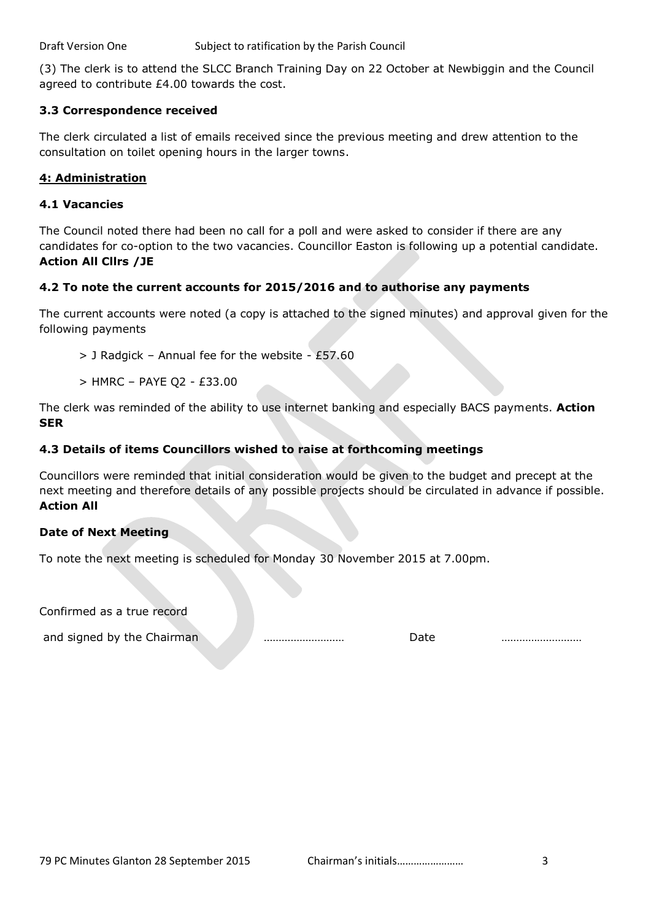(3) The clerk is to attend the SLCC Branch Training Day on 22 October at Newbiggin and the Council agreed to contribute £4.00 towards the cost.

### 3.3 Correspondence received

The clerk circulated a list of emails received since the previous meeting and drew attention to the consultation on toilet opening hours in the larger towns.

## 4: Administration

### 4.1 Vacancies

The Council noted there had been no call for a poll and were asked to consider if there are any candidates for co-option to the two vacancies. Councillor Easton is following up a potential candidate. **Action All Cllrs /JE**

### 4.2 To note the current accounts for 2015/2016 and to authorise any payments

The current accounts were noted (a copy is attached to the signed minutes) and approval given for the following payments

> J Radgick – Annual fee for the website - £57.60

> HMRC – PAYE Q2 - £33.00

The clerk was reminded of the ability to use internet banking and especially BACS payments. **Action SER**

### 4.3 Details of items Councillors wished to raise at forthcoming meetings

Councillors were reminded that initial consideration would be given to the budget and precept at the next meeting and therefore details of any possible projects should be circulated in advance if possible. **Action All**

### Date of Next Meeting

To note the next meeting is scheduled for Monday 30 November 2015 at 7.00pm.

Confirmed as a true record

and signed by the Chairman ……………………… Date ………………………